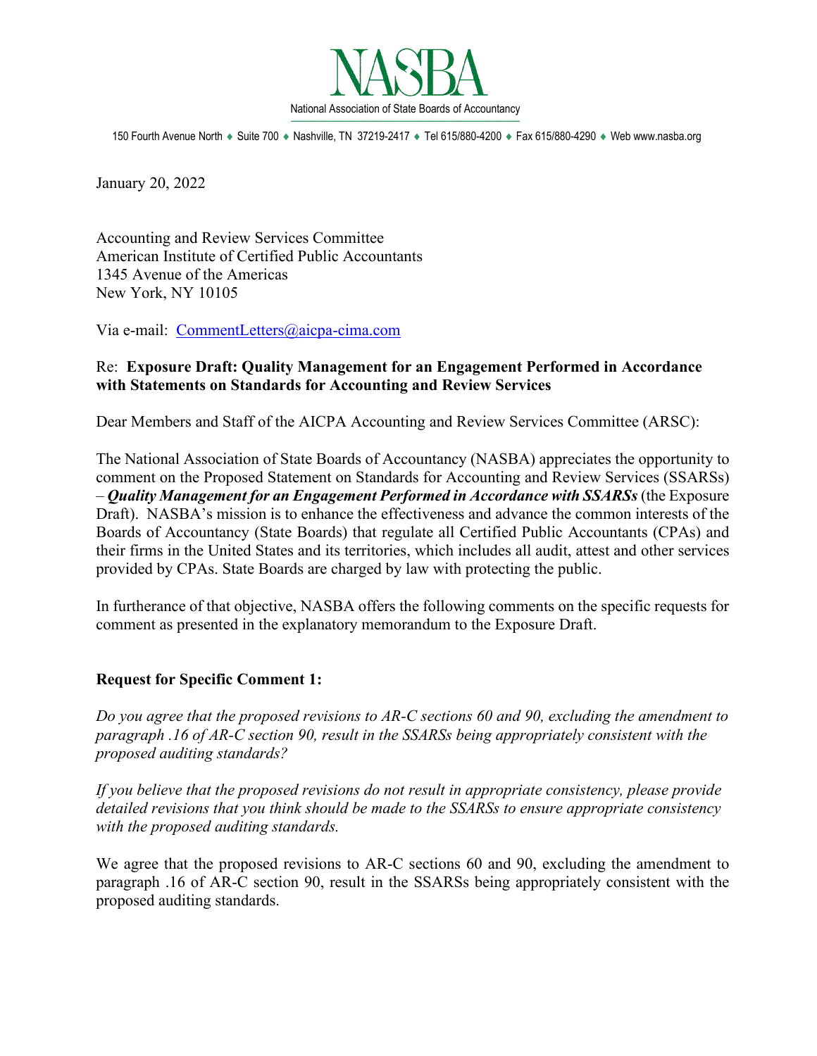# NASBA

National Association of State Boards of Accountancy

150 Fourth Avenue North ♦ Suite 700 ♦ Nashville, TN 37219-2417 ♦ Tel 615/880-4200 ♦ Fax 615/880-4290 ♦ Web www.nasba.org

January 20, 2022

Accounting and Review Services Committee
American Institute of Certified Public Accountants
1345 Avenue of the Americas
New York, NY 10105

Via e-mail: CommentLetters@aicpa-cima.com

Re: **Exposure Draft: Quality Management for an Engagement Performed in Accordance with Statements on Standards for Accounting and Review Services**

Dear Members and Staff of the AICPA Accounting and Review Services Committee (ARSC):

The National Association of State Boards of Accountancy (NASBA) appreciates the opportunity to comment on the Proposed Statement on Standards for Accounting and Review Services (SSARSs) – ***Quality Management for an Engagement Performed in Accordance with SSARSs*** (the Exposure Draft). NASBA's mission is to enhance the effectiveness and advance the common interests of the Boards of Accountancy (State Boards) that regulate all Certified Public Accountants (CPAs) and their firms in the United States and its territories, which includes all audit, attest and other services provided by CPAs. State Boards are charged by law with protecting the public.

In furtherance of that objective, NASBA offers the following comments on the specific requests for comment as presented in the explanatory memorandum to the Exposure Draft.

**Request for Specific Comment 1:**

*Do you agree that the proposed revisions to AR-C sections 60 and 90, excluding the amendment to paragraph .16 of AR-C section 90, result in the SSARSs being appropriately consistent with the proposed auditing standards?*

*If you believe that the proposed revisions do not result in appropriate consistency, please provide detailed revisions that you think should be made to the SSARSs to ensure appropriate consistency with the proposed auditing standards.*

We agree that the proposed revisions to AR-C sections 60 and 90, excluding the amendment to paragraph .16 of AR-C section 90, result in the SSARSs being appropriately consistent with the proposed auditing standards.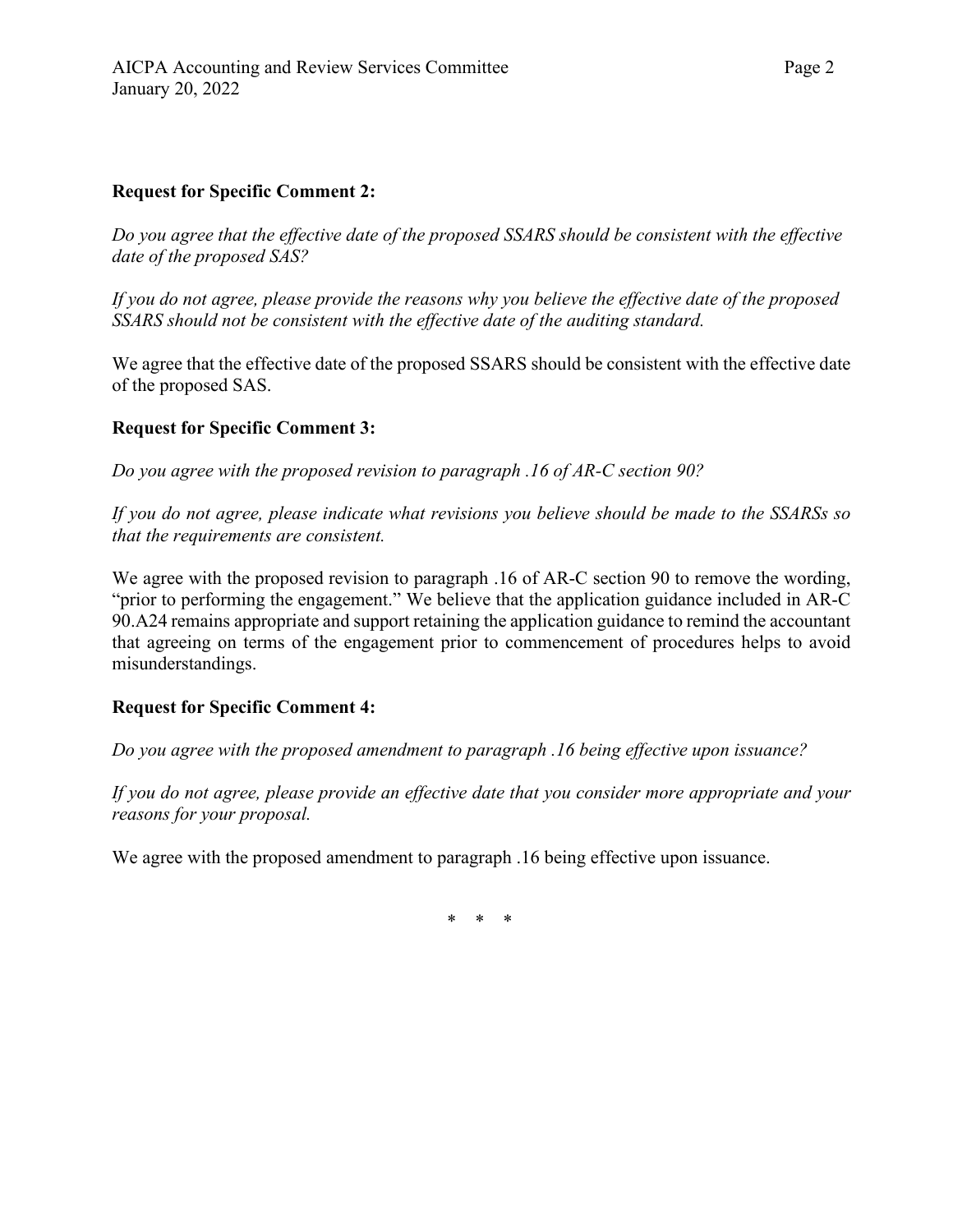**Request for Specific Comment 2:**

*Do you agree that the effective date of the proposed SSARS should be consistent with the effective date of the proposed SAS?*

*If you do not agree, please provide the reasons why you believe the effective date of the proposed SSARS should not be consistent with the effective date of the auditing standard.*

We agree that the effective date of the proposed SSARS should be consistent with the effective date of the proposed SAS.

**Request for Specific Comment 3:**

*Do you agree with the proposed revision to paragraph .16 of AR-C section 90?*

*If you do not agree, please indicate what revisions you believe should be made to the SSARSs so that the requirements are consistent.*

We agree with the proposed revision to paragraph .16 of AR-C section 90 to remove the wording, "prior to performing the engagement." We believe that the application guidance included in AR-C 90.A24 remains appropriate and support retaining the application guidance to remind the accountant that agreeing on terms of the engagement prior to commencement of procedures helps to avoid misunderstandings.

**Request for Specific Comment 4:**

*Do you agree with the proposed amendment to paragraph .16 being effective upon issuance?*

*If you do not agree, please provide an effective date that you consider more appropriate and your reasons for your proposal.*

We agree with the proposed amendment to paragraph .16 being effective upon issuance.

\* \* \*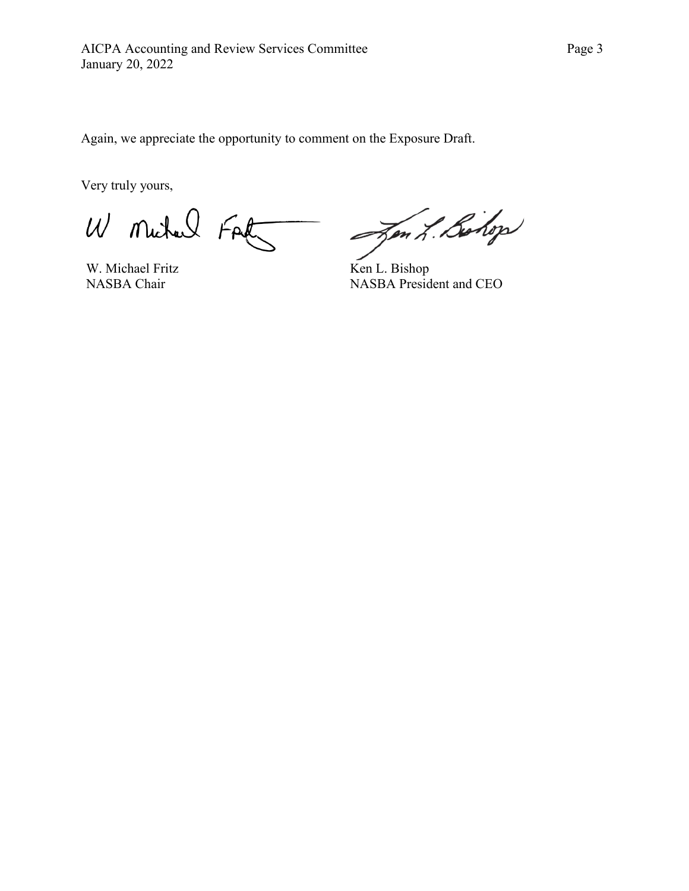Again, we appreciate the opportunity to comment on the Exposure Draft.

Very truly yours,

W. Michael Fritz
NASBA Chair

Ken L. Bishop
NASBA President and CEO